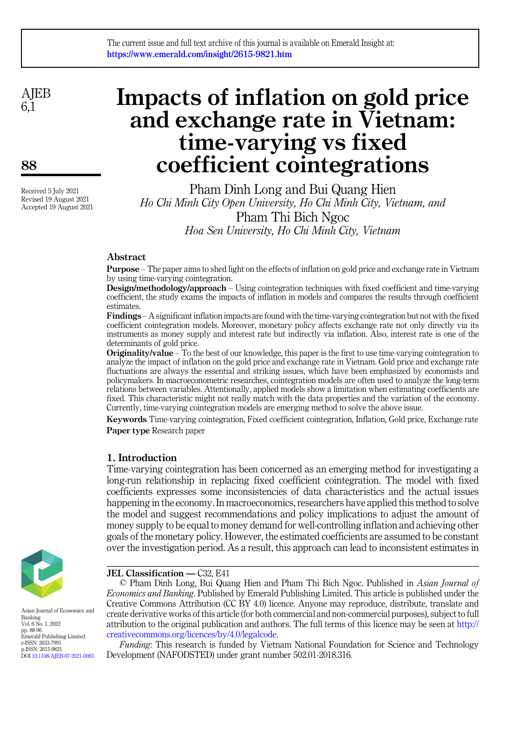The current issue and full text archive of this journal is available on Emerald Insight at: https://www.emerald.com/insight/2615-9821.htm

# Impacts of inflation on gold price and exchange rate in Vietnam: time-varying vs fixed coefficient cointegrations

Pham Dinh Long and Bui Quang Hien
*Ho Chi Minh City Open University, Ho Chi Minh City, Vietnam, and*
Pham Thi Bich Ngoc
*Hoa Sen University, Ho Chi Minh City, Vietnam*

Received 5 July 2021
Revised 19 August 2021
Accepted 19 August 2021

## Abstract

**Purpose** – The paper aims to shed light on the effects of inflation on gold price and exchange rate in Vietnam by using time-varying cointegration.

**Design/methodology/approach** – Using cointegration techniques with fixed coefficient and time-varying coefficient, the study exams the impacts of inflation in models and compares the results through coefficient estimates.

**Findings** – A significant inflation impacts are found with the time-varying cointegration but not with the fixed coefficient cointegration models. Moreover, monetary policy affects exchange rate not only directly via its instruments as money supply and interest rate but indirectly via inflation. Also, interest rate is one of the determinants of gold price.

**Originality/value** – To the best of our knowledge, this paper is the first to use time-varying cointegration to analyze the impact of inflation on the gold price and exchange rate in Vietnam. Gold price and exchange rate fluctuations are always the essential and striking issues, which have been emphasized by economists and policymakers. In macroeconometric researches, cointegration models are often used to analyze the long-term relations between variables. Attentionally, applied models show a limitation when estimating coefficients are fixed. This characteristic might not really match with the data properties and the variation of the economy. Currently, time-varying cointegration models are emerging method to solve the above issue.

**Keywords** Time-varying cointegration, Fixed coefficient cointegration, Inflation, Gold price, Exchange rate

**Paper type** Research paper

## 1. Introduction

Time-varying cointegration has been concerned as an emerging method for investigating a long-run relationship in replacing fixed coefficient cointegration. The model with fixed coefficients expresses some inconsistencies of data characteristics and the actual issues happening in the economy. In macroeconomics, researchers have applied this method to solve the model and suggest recommendations and policy implications to adjust the amount of money supply to be equal to money demand for well-controlling inflation and achieving other goals of the monetary policy. However, the estimated coefficients are assumed to be constant over the investigation period. As a result, this approach can lead to inconsistent estimates in

**JEL Classification** — C32, E41

© Pham Dinh Long, Bui Quang Hien and Pham Thi Bich Ngoc. Published in *Asian Journal of Economics and Banking*. Published by Emerald Publishing Limited. This article is published under the Creative Commons Attribution (CC BY 4.0) licence. Anyone may reproduce, distribute, translate and create derivative works of this article (for both commercial and non-commercial purposes), subject to full attribution to the original publication and authors. The full terms of this licence may be seen at http://creativecommons.org/licences/by/4.0/legalcode.

*Funding*: This research is funded by Vietnam National Foundation for Science and Technology Development (NAFOSTED) under grant number 502.01-2018.316.

Asian Journal of Economics and Banking
Vol. 6 No. 1, 2022
pp. 88-96
Emerald Publishing Limited
e-ISSN: 2633-7991
p-ISSN: 2615-9821
DOI 10.1108/AJEB-07-2021-0083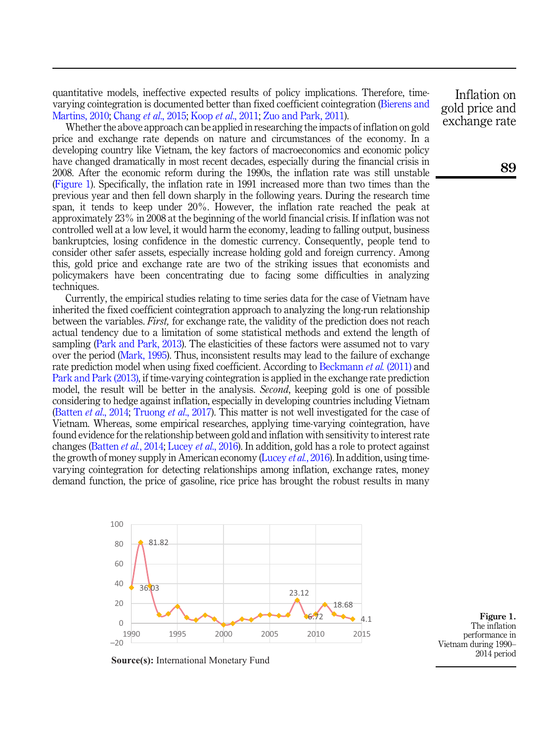quantitative models, ineffective expected results of policy implications. Therefore, time-varying cointegration is documented better than fixed coefficient cointegration (Bierens and Martins, 2010; Chang *et al.*, 2015; Koop *et al.*, 2011; Zuo and Park, 2011).

Whether the above approach can be applied in researching the impacts of inflation on gold price and exchange rate depends on nature and circumstances of the economy. In a developing country like Vietnam, the key factors of macroeconomics and economic policy have changed dramatically in most recent decades, especially during the financial crisis in 2008. After the economic reform during the 1990s, the inflation rate was still unstable (Figure 1). Specifically, the inflation rate in 1991 increased more than two times than the previous year and then fell down sharply in the following years. During the research time span, it tends to keep under 20%. However, the inflation rate reached the peak at approximately 23% in 2008 at the beginning of the world financial crisis. If inflation was not controlled well at a low level, it would harm the economy, leading to falling output, business bankruptcies, losing confidence in the domestic currency. Consequently, people tend to consider other safer assets, especially increase holding gold and foreign currency. Among this, gold price and exchange rate are two of the striking issues that economists and policymakers have been concentrating due to facing some difficulties in analyzing techniques.

Currently, the empirical studies relating to time series data for the case of Vietnam have inherited the fixed coefficient cointegration approach to analyzing the long-run relationship between the variables. *First,* for exchange rate, the validity of the prediction does not reach actual tendency due to a limitation of some statistical methods and extend the length of sampling (Park and Park, 2013). The elasticities of these factors were assumed not to vary over the period (Mark, 1995). Thus, inconsistent results may lead to the failure of exchange rate prediction model when using fixed coefficient. According to Beckmann *et al.* (2011) and Park and Park (2013), if time-varying cointegration is applied in the exchange rate prediction model, the result will be better in the analysis. *Second*, keeping gold is one of possible considering to hedge against inflation, especially in developing countries including Vietnam (Batten *et al.*, 2014; Truong *et al.*, 2017). This matter is not well investigated for the case of Vietnam. Whereas, some empirical researches, applying time-varying cointegration, have found evidence for the relationship between gold and inflation with sensitivity to interest rate changes (Batten *et al.*, 2014; Lucey *et al.*, 2016). In addition, gold has a role to protect against the growth of money supply in American economy (Lucey *et al.*, 2016). In addition, using time-varying cointegration for detecting relationships among inflation, exchange rates, money demand function, the price of gasoline, rice price has brought the robust results in many

**Source(s):** International Monetary Fund

**Figure 1.** The inflation performance in Vietnam during 1990–2014 period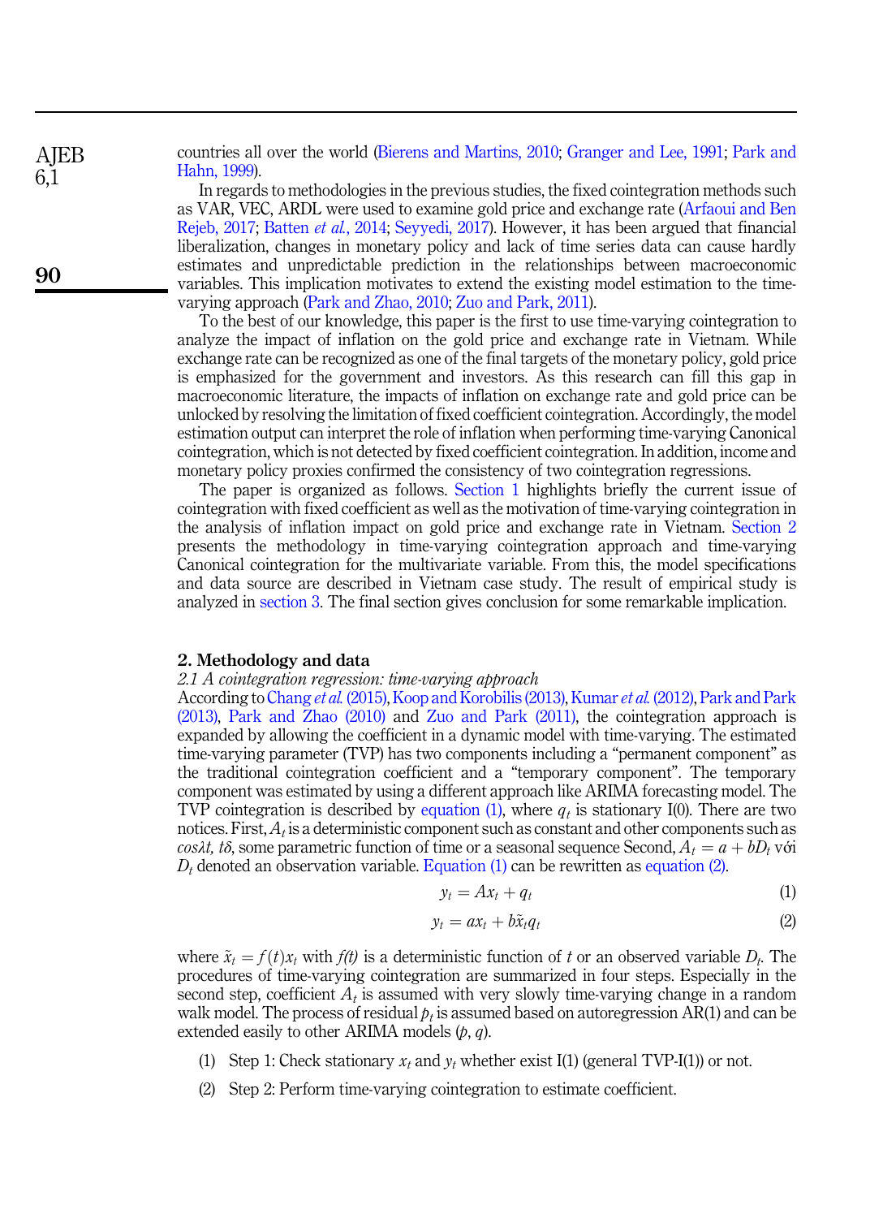countries all over the world (Bierens and Martins, 2010; Granger and Lee, 1991; Park and Hahn, 1999).

In regards to methodologies in the previous studies, the fixed cointegration methods such as VAR, VEC, ARDL were used to examine gold price and exchange rate (Arfaoui and Ben Rejeb, 2017; Batten *et al.*, 2014; Seyyedi, 2017). However, it has been argued that financial liberalization, changes in monetary policy and lack of time series data can cause hardly estimates and unpredictable prediction in the relationships between macroeconomic variables. This implication motivates to extend the existing model estimation to the time-varying approach (Park and Zhao, 2010; Zuo and Park, 2011).

To the best of our knowledge, this paper is the first to use time-varying cointegration to analyze the impact of inflation on the gold price and exchange rate in Vietnam. While exchange rate can be recognized as one of the final targets of the monetary policy, gold price is emphasized for the government and investors. As this research can fill this gap in macroeconomic literature, the impacts of inflation on exchange rate and gold price can be unlocked by resolving the limitation of fixed coefficient cointegration. Accordingly, the model estimation output can interpret the role of inflation when performing time-varying Canonical cointegration, which is not detected by fixed coefficient cointegration. In addition, income and monetary policy proxies confirmed the consistency of two cointegration regressions.

The paper is organized as follows. Section 1 highlights briefly the current issue of cointegration with fixed coefficient as well as the motivation of time-varying cointegration in the analysis of inflation impact on gold price and exchange rate in Vietnam. Section 2 presents the methodology in time-varying cointegration approach and time-varying Canonical cointegration for the multivariate variable. From this, the model specifications and data source are described in Vietnam case study. The result of empirical study is analyzed in section 3. The final section gives conclusion for some remarkable implication.

## 2. Methodology and data

### *2.1 A cointegration regression: time-varying approach*

According to Chang *et al.* (2015), Koop and Korobilis (2013), Kumar *et al.* (2012), Park and Park (2013), Park and Zhao (2010) and Zuo and Park (2011), the cointegration approach is expanded by allowing the coefficient in a dynamic model with time-varying. The estimated time-varying parameter (TVP) has two components including a "permanent component" as the traditional cointegration coefficient and a "temporary component". The temporary component was estimated by using a different approach like ARIMA forecasting model. The TVP cointegration is described by equation (1), where $q_t$ is stationary I(0). There are two notices. First, $A_t$ is a deterministic component such as constant and other components such as $\cos\lambda t$, $t\delta$, some parametric function of time or a seasonal sequence Second, $A_t = a + bD_t$ với $D_t$ denoted an observation variable. Equation (1) can be rewritten as equation (2).

$$y_t = Ax_t + q_t \tag{1}$$

$$y_t = ax_t + b\tilde{x}_t q_t \tag{2}$$

where $\tilde{x}_t = f(t)x_t$ with $f(t)$ is a deterministic function of $t$ or an observed variable $D_t$. The procedures of time-varying cointegration are summarized in four steps. Especially in the second step, coefficient $A_t$ is assumed with very slowly time-varying change in a random walk model. The process of residual $p_t$ is assumed based on autoregression AR(1) and can be extended easily to other ARIMA models ($p$, $q$).

(1) Step 1: Check stationary $x_t$ and $y_t$ whether exist I(1) (general TVP-I(1)) or not.

(2) Step 2: Perform time-varying cointegration to estimate coefficient.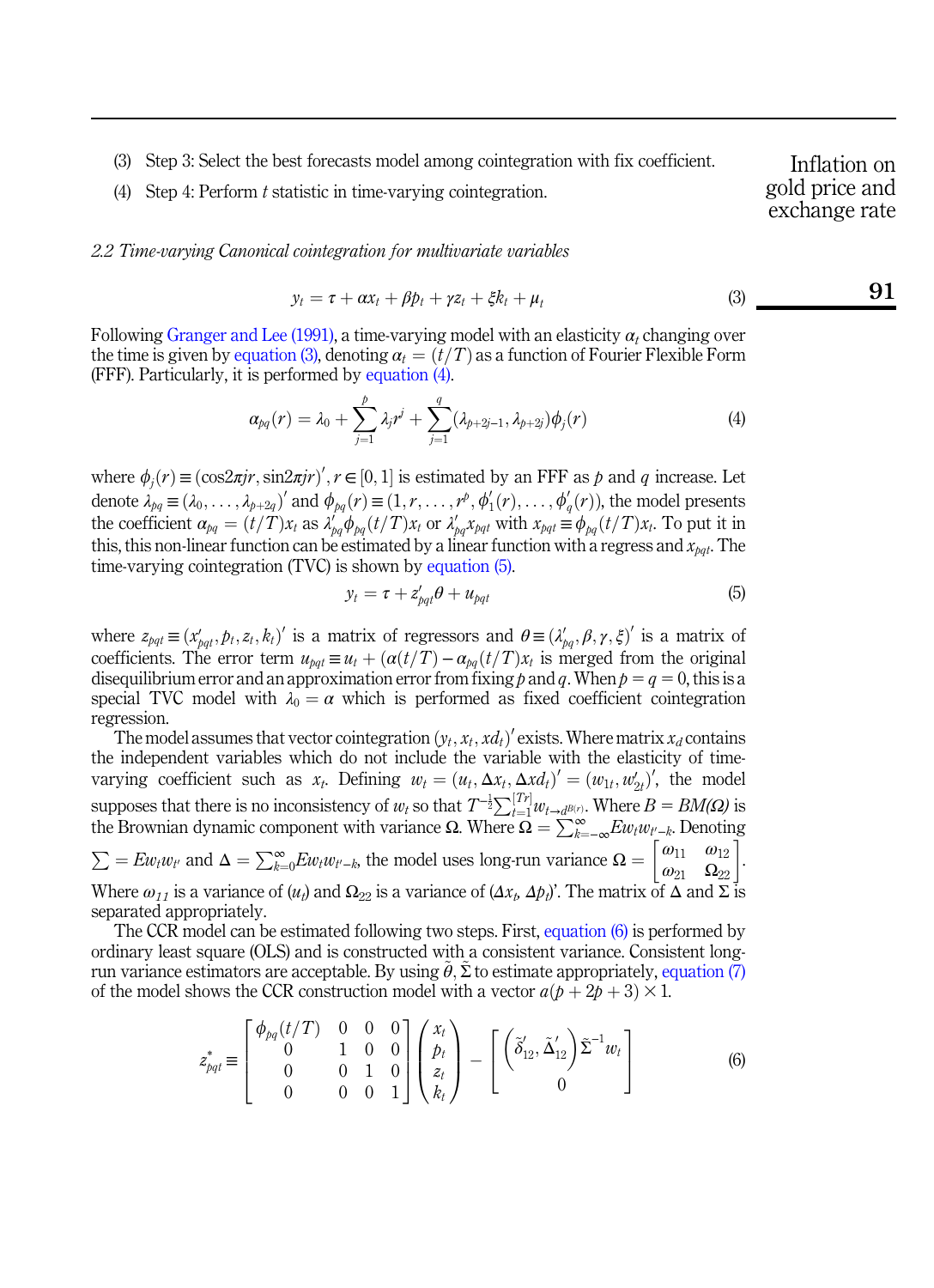(3) Step 3: Select the best forecasts model among cointegration with fix coefficient.

(4) Step 4: Perform $t$ statistic in time-varying cointegration.

### 2.2 Time-varying Canonical cointegration for multivariate variables

$$y_t = \tau + \alpha x_t + \beta p_t + \gamma z_t + \xi k_t + \mu_t \tag{3}$$

Following Granger and Lee (1991), a time-varying model with an elasticity $\alpha_t$ changing over the time is given by equation (3), denoting $\alpha_t = (t/T)$ as a function of Fourier Flexible Form (FFF). Particularly, it is performed by equation (4).

$$\alpha_{pq}(r) = \lambda_0 + \sum_{j=1}^{p} \lambda_j r^j + \sum_{j=1}^{q} (\lambda_{p+2j-1}, \lambda_{p+2j}) \phi_j(r) \tag{4}$$

where $\phi_j(r) \equiv (\cos 2\pi jr, \sin 2\pi jr)', r \in [0,1]$ is estimated by an FFF as $p$ and $q$ increase. Let denote $\lambda_{pq} \equiv (\lambda_0, \ldots, \lambda_{p+2q})'$ and $\phi_{pq}(r) \equiv (1, r, \ldots, r^p, \phi_1'(r), \ldots, \phi_q'(r))$, the model presents the coefficient $\alpha_{pq} = (t/T)x_t$ as $\lambda_{pq}'\phi_{pq}(t/T)x_t$ or $\lambda_{pq}' x_{pqt}$ with $x_{pqt} \equiv \phi_{pq}(t/T)x_t$. To put it in this, this non-linear function can be estimated by a linear function with a regress and $x_{pqt}$. The time-varying cointegration (TVC) is shown by equation (5).

$$y_t = \tau + z_{pqt}'\theta + u_{pqt} \tag{5}$$

where $z_{pqt} \equiv (x_{pqt}', p_t, z_t, k_t)'$ is a matrix of regressors and $\theta \equiv (\lambda_{pq}', \beta, \gamma, \xi)'$ is a matrix of coefficients. The error term $u_{pqt} \equiv u_t + (\alpha(t/T) - \alpha_{pq}(t/T)x_t$ is merged from the original disequilibrium error and an approximation error from fixing $p$ and $q$. When $p = q = 0$, this is a special TVC model with $\lambda_0 = \alpha$ which is performed as fixed coefficient cointegration regression.

The model assumes that vector cointegration $(y_t, x_t, xd_t)'$ exists. Where matrix $x_d$ contains the independent variables which do not include the variable with the elasticity of time-varying coefficient such as $x_t$. Defining $w_t = (u_t, \Delta x_t, \Delta x d_t)' = (w_{1t}, w_{2t}')'$, the model supposes that there is no inconsistency of $w_t$ so that $T^{-\frac{1}{2}} \sum_{t=1}^{[Tr]} w_{t \rightarrow d^{B(r)}}$. Where $B = BM(\Omega)$ is the Brownian dynamic component with variance $\Omega$. Where $\Omega = \sum_{k=-\infty}^{\infty} E w_t w_{t'-k}$. Denoting $\sum = E w_t w_{t'}$ and $\Delta = \sum_{k=0}^{\infty} E w_t w_{t'-k}$, the model uses long-run variance $\Omega = \begin{bmatrix} \omega_{11} & \omega_{12} \\ \omega_{21} & \Omega_{22} \end{bmatrix}$. Where $\omega_{11}$ is a variance of $(u_t)$ and $\Omega_{22}$ is a variance of $(\Delta x_t, \Delta p_t)'$. The matrix of $\Delta$ and $\Sigma$ is separated appropriately.

The CCR model can be estimated following two steps. First, equation (6) is performed by ordinary least square (OLS) and is constructed with a consistent variance. Consistent long-run variance estimators are acceptable. By using $\tilde{\theta}, \tilde{\Sigma}$ to estimate appropriately, equation (7) of the model shows the CCR construction model with a vector $a(p + 2p + 3) \times 1$.

$$z_{pqt}^* \equiv \begin{bmatrix} \phi_{pq}(t/T) & 0 & 0 & 0 \\ 0 & 1 & 0 & 0 \\ 0 & 0 & 1 & 0 \\ 0 & 0 & 0 & 1 \end{bmatrix} \begin{pmatrix} x_t \\ p_t \\ z_t \\ k_t \end{pmatrix} - \begin{bmatrix} \left(\tilde{\delta}_{12}', \tilde{\Delta}_{12}'\right) \tilde{\Sigma}^{-1} w_t \\ 0 \end{bmatrix} \tag{6}$$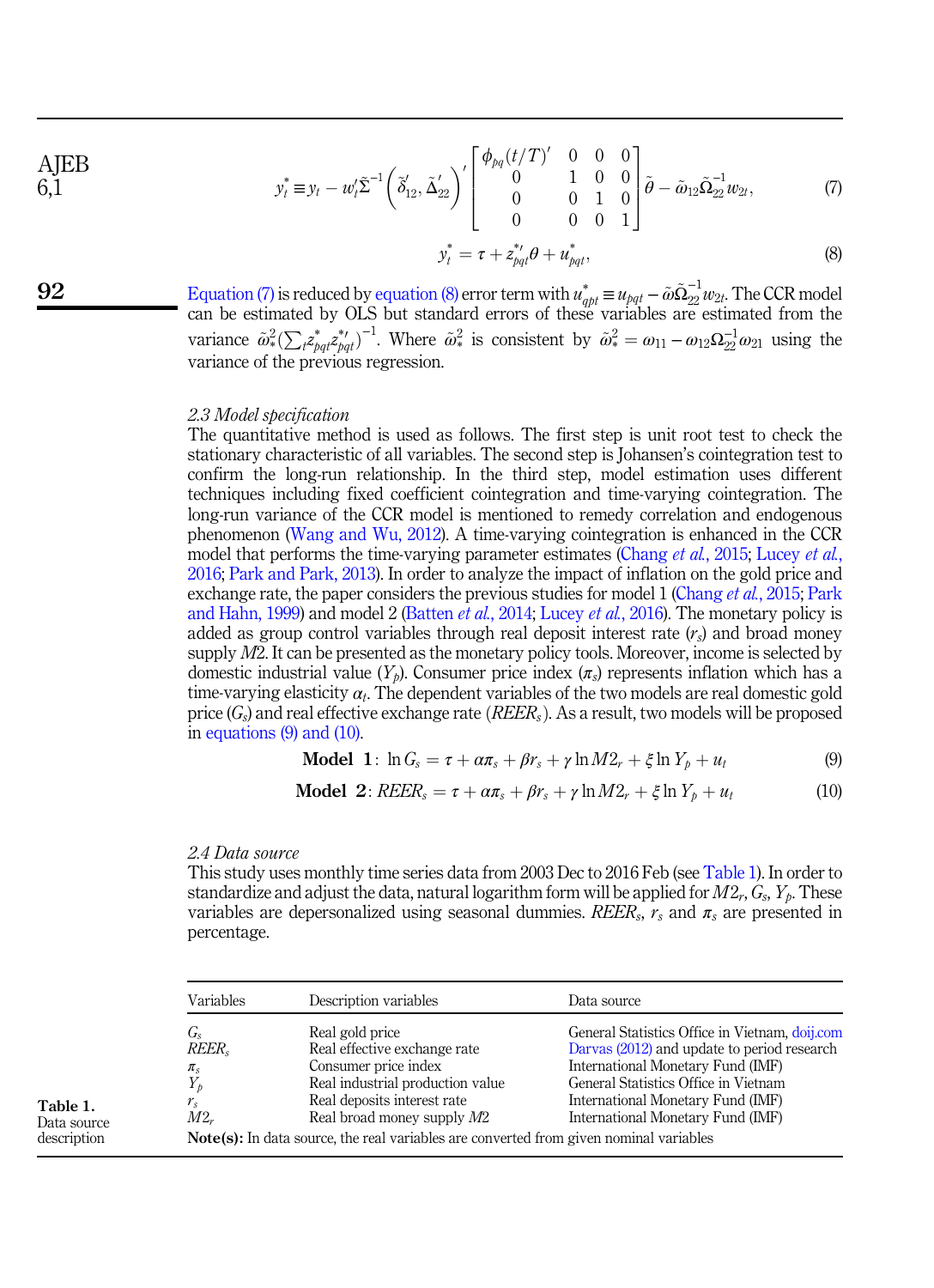$$y_t^* \equiv y_t - w_t'\tilde{\Sigma}^{-1}\left(\tilde{\delta}_{12}', \tilde{\Delta}_{22}'\right)' \begin{bmatrix} \phi_{pq}(t/T)' & 0 & 0 & 0 \\ 0 & 1 & 0 & 0 \\ 0 & 0 & 1 & 0 \\ 0 & 0 & 0 & 1 \end{bmatrix} \tilde{\theta} - \tilde{\omega}_{12}\tilde{\Omega}_{22}^{-1} w_{2t}, \tag{7}$$

$$y_t^* = \tau + z_{pqt}^{*\prime}\theta + u_{pqt}^*, \tag{8}$$

Equation (7) is reduced by equation (8) error term with $u_{qpt}^* \equiv u_{pqt} - \tilde{\omega}\tilde{\Omega}_{22}^{-1} w_{2t}$. The CCR model can be estimated by OLS but standard errors of these variables are estimated from the variance $\tilde{\omega}_*^2(\sum_t z_{pqt}^* z_{pqt}^{*\prime})^{-1}$. Where $\tilde{\omega}_*^2$ is consistent by $\tilde{\omega}_*^2 = \omega_{11} - \omega_{12}\Omega_{22}^{-1}\omega_{21}$ using the variance of the previous regression.

### *2.3 Model specification*

The quantitative method is used as follows. The first step is unit root test to check the stationary characteristic of all variables. The second step is Johansen's cointegration test to confirm the long-run relationship. In the third step, model estimation uses different techniques including fixed coefficient cointegration and time-varying cointegration. The long-run variance of the CCR model is mentioned to remedy correlation and endogenous phenomenon (Wang and Wu, 2012). A time-varying cointegration is enhanced in the CCR model that performs the time-varying parameter estimates (Chang *et al.*, 2015; Lucey *et al.*, 2016; Park and Park, 2013). In order to analyze the impact of inflation on the gold price and exchange rate, the paper considers the previous studies for model 1 (Chang *et al.*, 2015; Park and Hahn, 1999) and model 2 (Batten *et al.*, 2014; Lucey *et al.*, 2016). The monetary policy is added as group control variables through real deposit interest rate ($r_s$) and broad money supply $M2$. It can be presented as the monetary policy tools. Moreover, income is selected by domestic industrial value ($Y_p$). Consumer price index ($\pi_s$) represents inflation which has a time-varying elasticity $\alpha_t$. The dependent variables of the two models are real domestic gold price ($G_s$) and real effective exchange rate ($REER_s$). As a result, two models will be proposed in equations (9) and (10).

$$\textbf{Model 1}: \ln G_s = \tau + \alpha\pi_s + \beta r_s + \gamma \ln M2_r + \xi \ln Y_p + u_t \tag{9}$$

$$\textbf{Model 2}: REER_s = \tau + \alpha\pi_s + \beta r_s + \gamma \ln M2_r + \xi \ln Y_p + u_t \tag{10}$$

### *2.4 Data source*

This study uses monthly time series data from 2003 Dec to 2016 Feb (see Table 1). In order to standardize and adjust the data, natural logarithm form will be applied for $M2_r$, $G_s$, $Y_p$. These variables are depersonalized using seasonal dummies. $REER_s$, $r_s$ and $\pi_s$ are presented in percentage.

**Table 1.** Data source description

| Variables | Description variables | Data source |
|---|---|---|
| $G_s$ | Real gold price | General Statistics Office in Vietnam, doij.com |
| $REER_s$ | Real effective exchange rate | Darvas (2012) and update to period research |
| $\pi_s$ | Consumer price index | International Monetary Fund (IMF) |
| $Y_p$ | Real industrial production value | General Statistics Office in Vietnam |
| $r_s$ | Real deposits interest rate | International Monetary Fund (IMF) |
| $M2_r$ | Real broad money supply $M2$ | International Monetary Fund (IMF) |

**Note(s):** In data source, the real variables are converted from given nominal variables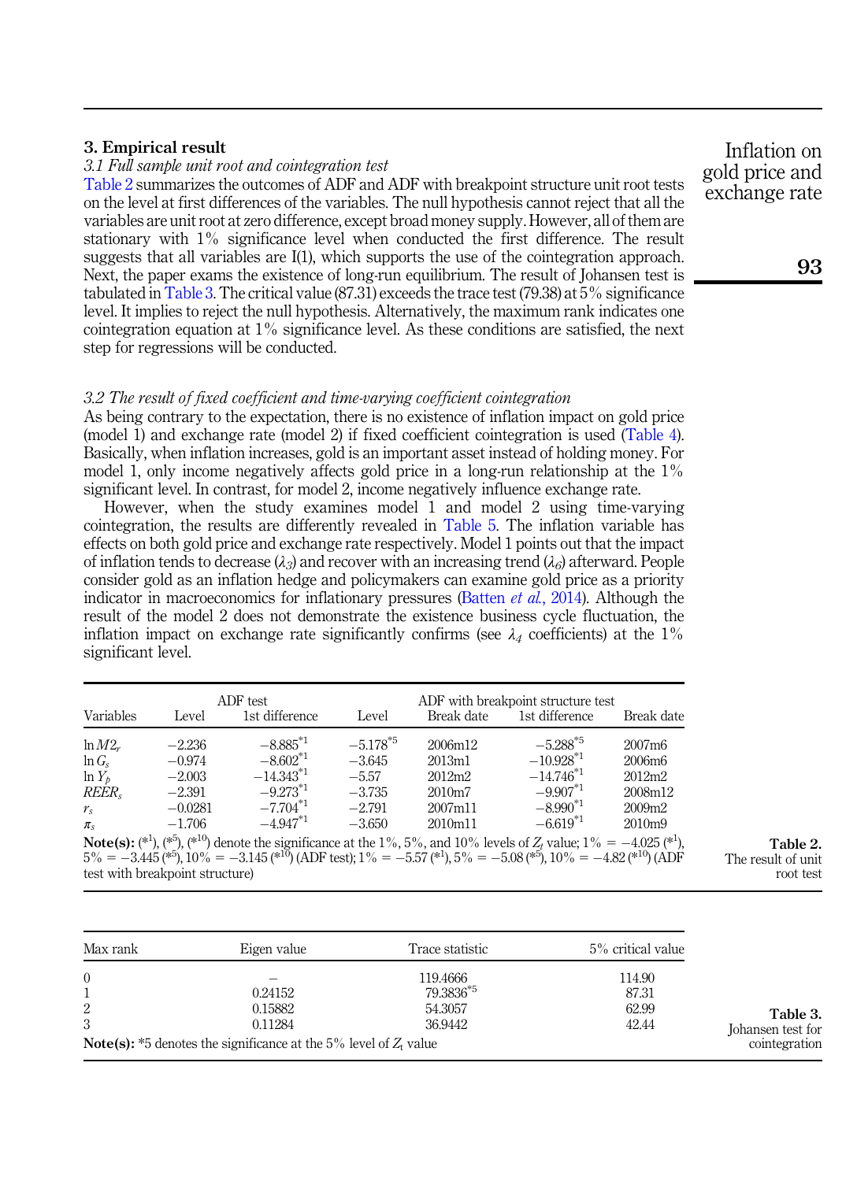## 3. Empirical result

### 3.1 Full sample unit root and cointegration test

Table 2 summarizes the outcomes of ADF and ADF with breakpoint structure unit root tests on the level at first differences of the variables. The null hypothesis cannot reject that all the variables are unit root at zero difference, except broad money supply. However, all of them are stationary with 1% significance level when conducted the first difference. The result suggests that all variables are I(1), which supports the use of the cointegration approach. Next, the paper exams the existence of long-run equilibrium. The result of Johansen test is tabulated in Table 3. The critical value (87.31) exceeds the trace test (79.38) at 5% significance level. It implies to reject the null hypothesis. Alternatively, the maximum rank indicates one cointegration equation at 1% significance level. As these conditions are satisfied, the next step for regressions will be conducted.

### 3.2 The result of fixed coefficient and time-varying coefficient cointegration

As being contrary to the expectation, there is no existence of inflation impact on gold price (model 1) and exchange rate (model 2) if fixed coefficient cointegration is used (Table 4). Basically, when inflation increases, gold is an important asset instead of holding money. For model 1, only income negatively affects gold price in a long-run relationship at the 1% significant level. In contrast, for model 2, income negatively influence exchange rate.

However, when the study examines model 1 and model 2 using time-varying cointegration, the results are differently revealed in Table 5. The inflation variable has effects on both gold price and exchange rate respectively. Model 1 points out that the impact of inflation tends to decrease ($\lambda_3$) and recover with an increasing trend ($\lambda_6$) afterward. People consider gold as an inflation hedge and policymakers can examine gold price as a priority indicator in macroeconomics for inflationary pressures (Batten *et al.*, 2014). Although the result of the model 2 does not demonstrate the existence business cycle fluctuation, the inflation impact on exchange rate significantly confirms (see $\lambda_4$ coefficients) at the 1% significant level.

| Variables | ADF test | | ADF with breakpoint structure test | | | |
|---|---|---|---|---|---|---|
| | Level | 1st difference | Level | Break date | 1st difference | Break date |
| $\ln M2_r$ | −2.236 | −8.885[*1] | −5.178[*5] | 2006m12 | −5.288[*5] | 2007m6 |
| $\ln G_s$ | −0.974 | −8.602[*1] | −3.645 | 2013m1 | −10.928[*1] | 2006m6 |
| $\ln Y_p$ | −2.003 | −14.343[*1] | −5.57 | 2012m2 | −14.746[*1] | 2012m2 |
| $REER_s$ | −2.391 | −9.273[*1] | −3.735 | 2010m7 | −9.907[*1] | 2008m12 |
| $r_s$ | −0.0281 | −7.704[*1] | −2.791 | 2007m11 | −8.990[*1] | 2009m2 |
| $\pi_s$ | −1.706 | −4.947[*1] | −3.650 | 2010m11 | −6.619[*1] | 2010m9 |

**Note(s):** (*1), (*5), (*10) denote the significance at the 1%, 5%, and 10% levels of $Z_t$ value; 1% = −4.025 (*1), 5% = −3.445 (*5), 10% = −3.145 (*10) (ADF test); 1% = −5.57 (*1), 5% = −5.08 (*5), 10% = −4.82 (*10) (ADF test with breakpoint structure)

**Table 2.** The result of unit root test

| Max rank | Eigen value | Trace statistic | 5% critical value |
|---|---|---|---|
| 0 | – | 119.4666 | 114.90 |
| 1 | 0.24152 | 79.3836[*5] | 87.31 |
| 2 | 0.15882 | 54.3057 | 62.99 |
| 3 | 0.11284 | 36.9442 | 42.44 |

**Note(s):** *5 denotes the significance at the 5% level of $Z_t$ value

**Table 3.** Johansen test for cointegration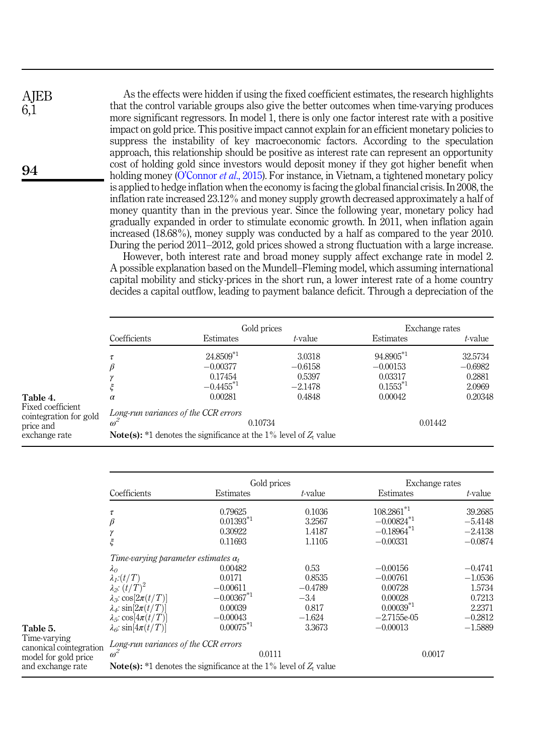As the effects were hidden if using the fixed coefficient estimates, the research highlights that the control variable groups also give the better outcomes when time-varying produces more significant regressors. In model 1, there is only one factor interest rate with a positive impact on gold price. This positive impact cannot explain for an efficient monetary policies to suppress the instability of key macroeconomic factors. According to the speculation approach, this relationship should be positive as interest rate can represent an opportunity cost of holding gold since investors would deposit money if they got higher benefit when holding money (O'Connor *et al.*, 2015). For instance, in Vietnam, a tightened monetary policy is applied to hedge inflation when the economy is facing the global financial crisis. In 2008, the inflation rate increased 23.12% and money supply growth decreased approximately a half of money quantity than in the previous year. Since the following year, monetary policy had gradually expanded in order to stimulate economic growth. In 2011, when inflation again increased (18.68%), money supply was conducted by a half as compared to the year 2010. During the period 2011–2012, gold prices showed a strong fluctuation with a large increase.

However, both interest rate and broad money supply affect exchange rate in model 2. A possible explanation based on the Mundell–Fleming model, which assuming international capital mobility and sticky-prices in the short run, a lower interest rate of a home country decides a capital outflow, leading to payment balance deficit. Through a depreciation of the

**Table 4.** Fixed coefficient cointegration for gold price and exchange rate

| | Gold prices | | Exchange rates | |
|---|---|---|---|---|
| Coefficients | Estimates | *t*-value | Estimates | *t*-value |
| $\tau$ | 24.8509*1 | 3.0318 | 94.8905*1 | 32.5734 |
| $\beta$ | −0.00377 | −0.6158 | −0.00153 | −0.6982 |
| $\gamma$ | 0.17454 | 0.5397 | 0.03317 | 0.2881 |
| $\xi$ | −0.4455*1 | −2.1478 | 0.1553*1 | 2.0969 |
| $\alpha$ | 0.00281 | 0.4848 | 0.00042 | 0.20348 |
| *Long-run variances of the CCR errors* | | | | |
| $\omega^2$ | 0.10734 | | 0.01442 | |

**Note(s):** *1 denotes the significance at the 1% level of $Z_t$ value

**Table 5.** Time-varying canonical cointegration model for gold price and exchange rate

| | Gold prices | | Exchange rates | |
|---|---|---|---|---|
| Coefficients | Estimates | *t*-value | Estimates | *t*-value |
| $\tau$ | 0.79625 | 0.1036 | 108.2861*1 | 39.2685 |
| $\beta$ | 0.01393*1 | 3.2567 | −0.00824*1 | −5.4148 |
| $\gamma$ | 0.30922 | 1.4187 | −0.18964*1 | −2.4138 |
| $\xi$ | 0.11693 | 1.1105 | −0.00331 | −0.0874 |
| *Time-varying parameter estimates* $\alpha_t$ | | | | |
| $\lambda_0$ | 0.00482 | 0.53 | −0.00156 | −0.4741 |
| $\lambda_1$: $(t/T)$ | 0.0171 | 0.8535 | −0.00761 | −1.0536 |
| $\lambda_2$: $(t/T)^2$ | −0.00611 | −0.4789 | 0.00728 | 1.5734 |
| $\lambda_3$: $\cos[2\pi(t/T)]$ | −0.00367*1 | −3.4 | 0.00028 | 0.7213 |
| $\lambda_4$: $\sin[2\pi(t/T)]$ | 0.00039 | 0.817 | 0.00039*1 | 2.2371 |
| $\lambda_5$: $\cos[4\pi(t/T)]$ | −0.00043 | −1.624 | −2.7155e-05 | −0.2812 |
| $\lambda_6$: $\sin[4\pi(t/T)]$ | 0.00075*1 | 3.3673 | −0.00013 | −1.5889 |
| *Long-run variances of the CCR errors* | | | | |
| $\omega^2$ | 0.0111 | | 0.0017 | |

**Note(s):** *1 denotes the significance at the 1% level of $Z_t$ value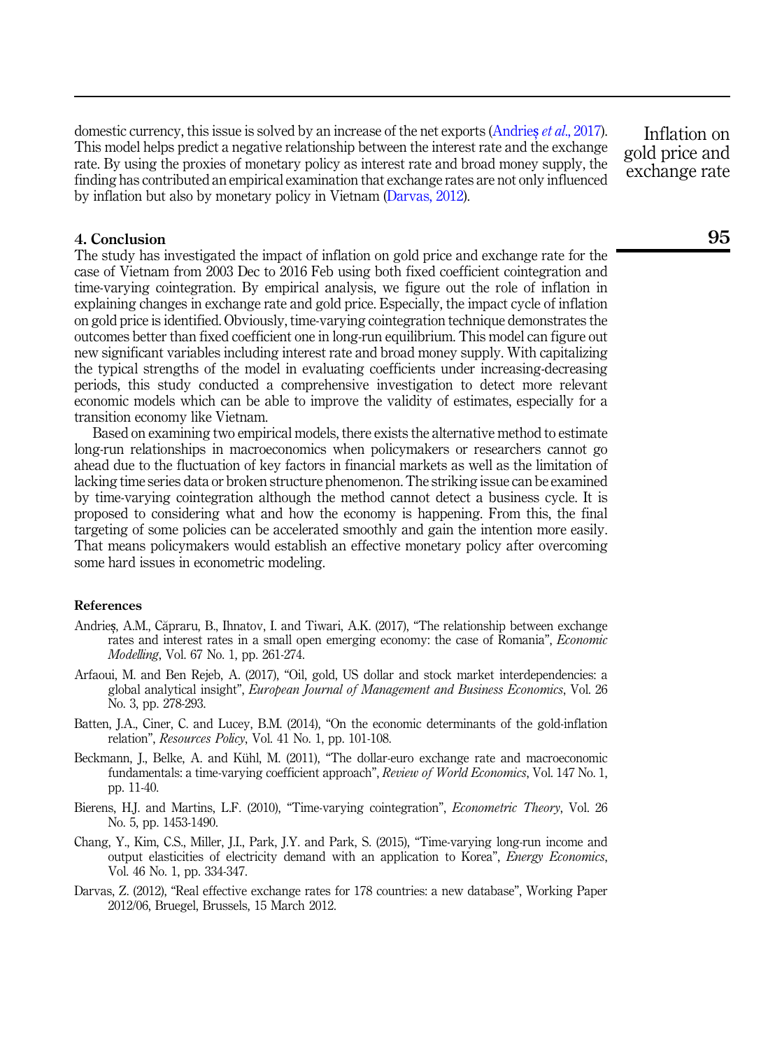domestic currency, this issue is solved by an increase of the net exports (Andrieș *et al.*, 2017). This model helps predict a negative relationship between the interest rate and the exchange rate. By using the proxies of monetary policy as interest rate and broad money supply, the finding has contributed an empirical examination that exchange rates are not only influenced by inflation but also by monetary policy in Vietnam (Darvas, 2012).

## 4. Conclusion

The study has investigated the impact of inflation on gold price and exchange rate for the case of Vietnam from 2003 Dec to 2016 Feb using both fixed coefficient cointegration and time-varying cointegration. By empirical analysis, we figure out the role of inflation in explaining changes in exchange rate and gold price. Especially, the impact cycle of inflation on gold price is identified. Obviously, time-varying cointegration technique demonstrates the outcomes better than fixed coefficient one in long-run equilibrium. This model can figure out new significant variables including interest rate and broad money supply. With capitalizing the typical strengths of the model in evaluating coefficients under increasing-decreasing periods, this study conducted a comprehensive investigation to detect more relevant economic models which can be able to improve the validity of estimates, especially for a transition economy like Vietnam.

Based on examining two empirical models, there exists the alternative method to estimate long-run relationships in macroeconomics when policymakers or researchers cannot go ahead due to the fluctuation of key factors in financial markets as well as the limitation of lacking time series data or broken structure phenomenon. The striking issue can be examined by time-varying cointegration although the method cannot detect a business cycle. It is proposed to considering what and how the economy is happening. From this, the final targeting of some policies can be accelerated smoothly and gain the intention more easily. That means policymakers would establish an effective monetary policy after overcoming some hard issues in econometric modeling.

## References

Andrieș, A.M., Căpraru, B., Ihnatov, I. and Tiwari, A.K. (2017), "The relationship between exchange rates and interest rates in a small open emerging economy: the case of Romania", *Economic Modelling*, Vol. 67 No. 1, pp. 261-274.

Arfaoui, M. and Ben Rejeb, A. (2017), "Oil, gold, US dollar and stock market interdependencies: a global analytical insight", *European Journal of Management and Business Economics*, Vol. 26 No. 3, pp. 278-293.

Batten, J.A., Ciner, C. and Lucey, B.M. (2014), "On the economic determinants of the gold-inflation relation", *Resources Policy*, Vol. 41 No. 1, pp. 101-108.

Beckmann, J., Belke, A. and Kühl, M. (2011), "The dollar-euro exchange rate and macroeconomic fundamentals: a time-varying coefficient approach", *Review of World Economics*, Vol. 147 No. 1, pp. 11-40.

Bierens, H.J. and Martins, L.F. (2010), "Time-varying cointegration", *Econometric Theory*, Vol. 26 No. 5, pp. 1453-1490.

Chang, Y., Kim, C.S., Miller, J.I., Park, J.Y. and Park, S. (2015), "Time-varying long-run income and output elasticities of electricity demand with an application to Korea", *Energy Economics*, Vol. 46 No. 1, pp. 334-347.

Darvas, Z. (2012), "Real effective exchange rates for 178 countries: a new database", Working Paper 2012/06, Bruegel, Brussels, 15 March 2012.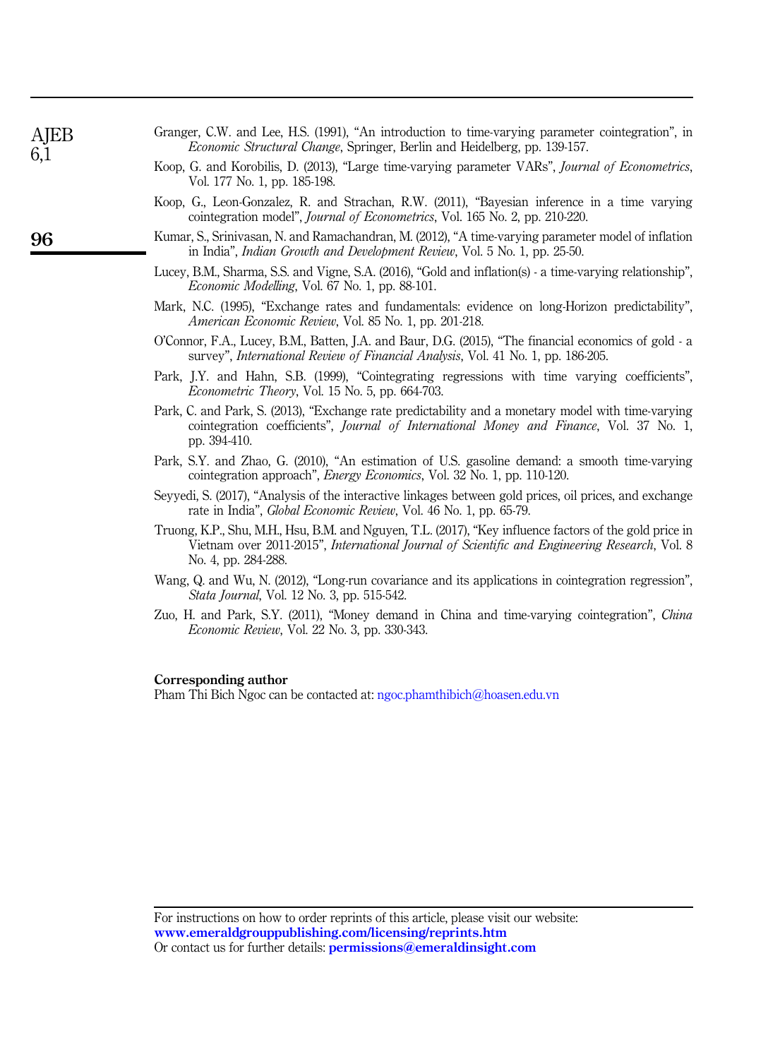Granger, C.W. and Lee, H.S. (1991), "An introduction to time-varying parameter cointegration", in *Economic Structural Change*, Springer, Berlin and Heidelberg, pp. 139-157.

Koop, G. and Korobilis, D. (2013), "Large time-varying parameter VARs", *Journal of Econometrics*, Vol. 177 No. 1, pp. 185-198.

Koop, G., Leon-Gonzalez, R. and Strachan, R.W. (2011), "Bayesian inference in a time varying cointegration model", *Journal of Econometrics*, Vol. 165 No. 2, pp. 210-220.

Kumar, S., Srinivasan, N. and Ramachandran, M. (2012), "A time-varying parameter model of inflation in India", *Indian Growth and Development Review*, Vol. 5 No. 1, pp. 25-50.

Lucey, B.M., Sharma, S.S. and Vigne, S.A. (2016), "Gold and inflation(s) - a time-varying relationship", *Economic Modelling*, Vol. 67 No. 1, pp. 88-101.

Mark, N.C. (1995), "Exchange rates and fundamentals: evidence on long-Horizon predictability", *American Economic Review*, Vol. 85 No. 1, pp. 201-218.

O'Connor, F.A., Lucey, B.M., Batten, J.A. and Baur, D.G. (2015), "The financial economics of gold - a survey", *International Review of Financial Analysis*, Vol. 41 No. 1, pp. 186-205.

Park, J.Y. and Hahn, S.B. (1999), "Cointegrating regressions with time varying coefficients", *Econometric Theory*, Vol. 15 No. 5, pp. 664-703.

Park, C. and Park, S. (2013), "Exchange rate predictability and a monetary model with time-varying cointegration coefficients", *Journal of International Money and Finance*, Vol. 37 No. 1, pp. 394-410.

Park, S.Y. and Zhao, G. (2010), "An estimation of U.S. gasoline demand: a smooth time-varying cointegration approach", *Energy Economics*, Vol. 32 No. 1, pp. 110-120.

Seyyedi, S. (2017), "Analysis of the interactive linkages between gold prices, oil prices, and exchange rate in India", *Global Economic Review*, Vol. 46 No. 1, pp. 65-79.

Truong, K.P., Shu, M.H., Hsu, B.M. and Nguyen, T.L. (2017), "Key influence factors of the gold price in Vietnam over 2011-2015", *International Journal of Scientific and Engineering Research*, Vol. 8 No. 4, pp. 284-288.

Wang, Q. and Wu, N. (2012), "Long-run covariance and its applications in cointegration regression", *Stata Journal*, Vol. 12 No. 3, pp. 515-542.

Zuo, H. and Park, S.Y. (2011), "Money demand in China and time-varying cointegration", *China Economic Review*, Vol. 22 No. 3, pp. 330-343.

**Corresponding author**

Pham Thi Bich Ngoc can be contacted at: ngoc.phamthibich@hoasen.edu.vn

For instructions on how to order reprints of this article, please visit our website:
**www.emeraldgrouppublishing.com/licensing/reprints.htm**
Or contact us for further details: **permissions@emeraldinsight.com**